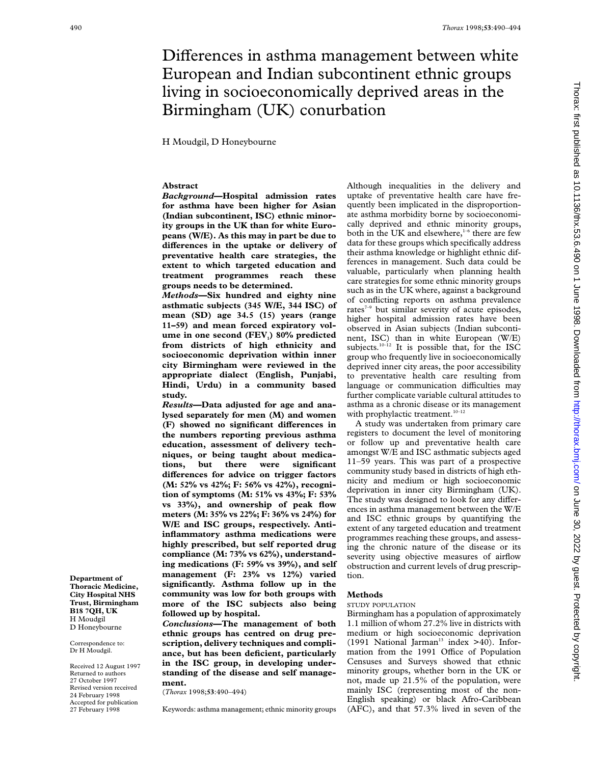# Differences in asthma management between white European and Indian subcontinent ethnic groups living in socioeconomically deprived areas in the Birmingham (UK) conurbation

H Moudgil, D Honeybourne

## Abstract

***Background*—Hospital admission rates for asthma have been higher for Asian (Indian subcontinent, ISC) ethnic minority groups in the UK than for white Europeans (W/E). As this may in part be due to differences in the uptake or delivery of preventative health care strategies, the extent to which targeted education and treatment programmes reach these groups needs to be determined.**

***Methods*—Six hundred and eighty nine asthmatic subjects (345 W/E, 344 ISC) of mean (SD) age 34.5 (15) years (range 11–59) and mean forced expiratory volume in one second ($FEV_1$) 80% predicted from districts of high ethnicity and socioeconomic deprivation within inner city Birmingham were reviewed in the appropriate dialect (English, Punjabi, Hindi, Urdu) in a community based study.**

***Results*—Data adjusted for age and analysed separately for men (M) and women (F) showed no significant differences in the numbers reporting previous asthma education, assessment of delivery techniques, or being taught about medications, but there were significant differences for advice on trigger factors (M: 52% vs 42%; F: 56% vs 42%), recognition of symptoms (M: 51% vs 43%; F: 53% vs 33%), and ownership of peak flow meters (M: 35% vs 22%; F: 36% vs 24%) for W/E and ISC groups, respectively. Anti-inflammatory asthma medications were highly prescribed, but self reported drug compliance (M: 73% vs 62%), understanding medications (F: 59% vs 39%), and self management (F: 23% vs 12%) varied significantly. Asthma follow up in the community was low for both groups with more of the ISC subjects also being followed up by hospital.**

***Conclusions*—The management of both ethnic groups has centred on drug prescription, delivery techniques and compliance, but has been deficient, particularly in the ISC group, in developing understanding of the disease and self management.**

(*Thorax* 1998;**53**:490–494)

Keywords: asthma management; ethnic minority groups

Department of Thoracic Medicine, City Hospital NHS Trust, Birmingham B18 7QH, UK
H Moudgil
D Honeybourne

Correspondence to: Dr H Moudgil.

Received 12 August 1997
Returned to authors 27 October 1997
Revised version received 24 February 1998
Accepted for publication 27 February 1998

Although inequalities in the delivery and uptake of preventative health care have frequently been implicated in the disproportionate asthma morbidity borne by socioeconomically deprived and ethnic minority groups, both in the UK and elsewhere,[1–6] there are few data for these groups which specifically address their asthma knowledge or highlight ethnic differences in management. Such data could be valuable, particularly when planning health care strategies for some ethnic minority groups such as in the UK where, against a background of conflicting reports on asthma prevalence rates[7–9] but similar severity of acute episodes, higher hospital admission rates have been observed in Asian subjects (Indian subcontinent, ISC) than in white European (W/E) subjects.[10–12] It is possible that, for the ISC group who frequently live in socioeconomically deprived inner city areas, the poor accessibility to preventative health care resulting from language or communication difficulties may further complicate variable cultural attitudes to asthma as a chronic disease or its management with prophylactic treatment.[10–12]

A study was undertaken from primary care registers to document the level of monitoring or follow up and preventative health care amongst W/E and ISC asthmatic subjects aged 11–59 years. This was part of a prospective community study based in districts of high ethnicity and medium or high socioeconomic deprivation in inner city Birmingham (UK). The study was designed to look for any differences in asthma management between the W/E and ISC ethnic groups by quantifying the extent of any targeted education and treatment programmes reaching these groups, and assessing the chronic nature of the disease or its severity using objective measures of airflow obstruction and current levels of drug prescription.

## Methods

### STUDY POPULATION

Birmingham has a population of approximately 1.1 million of whom 27.2% live in districts with medium or high socioeconomic deprivation (1991 National Jarman[13] index >40). Information from the 1991 Office of Population Censuses and Surveys showed that ethnic minority groups, whether born in the UK or not, made up 21.5% of the population, were mainly ISC (representing most of the non-English speaking) or black Afro-Caribbean (AFC), and that 57.3% lived in seven of the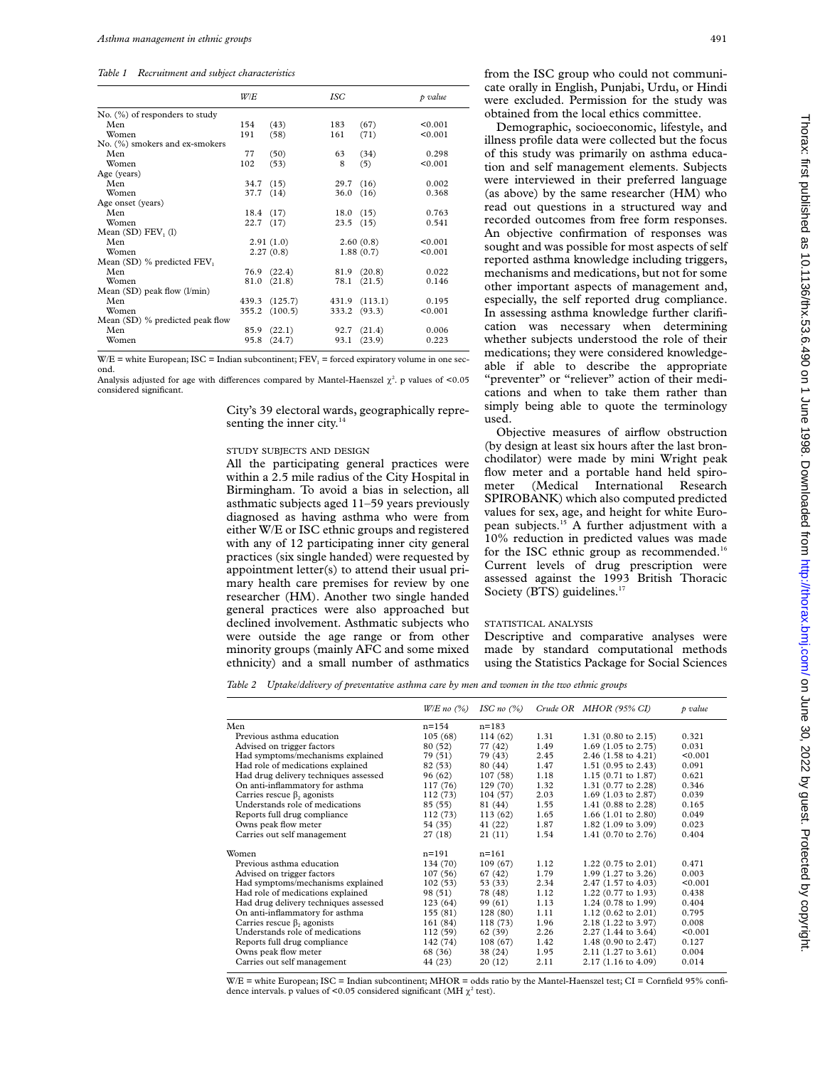*Table 1 Recruitment and subject characteristics*

| | W/E | | ISC | | p value |
|---|---|---|---|---|---|
| No. (%) of responders to study | | | | | |
| Men | 154 | (43) | 183 | (67) | <0.001 |
| Women | 191 | (58) | 161 | (71) | <0.001 |
| No. (%) smokers and ex-smokers | | | | | |
| Men | 77 | (50) | 63 | (34) | 0.298 |
| Women | 102 | (53) | 8 | (5) | <0.001 |
| Age (years) | | | | | |
| Men | 34.7 | (15) | 29.7 | (16) | 0.002 |
| Women | 37.7 | (14) | 36.0 | (16) | 0.368 |
| Age onset (years) | | | | | |
| Men | 18.4 | (17) | 18.0 | (15) | 0.763 |
| Women | 22.7 | (17) | 23.5 | (15) | 0.541 |
| Mean (SD) $FEV_1$ (l) | | | | | |
| Men | 2.91 (1.0) | | 2.60 (0.8) | | <0.001 |
| Women | 2.27 (0.8) | | 1.88 (0.7) | | <0.001 |
| Mean (SD) % predicted $FEV_1$ | | | | | |
| Men | 76.9 | (22.4) | 81.9 | (20.8) | 0.022 |
| Women | 81.0 | (21.8) | 78.1 | (21.5) | 0.146 |
| Mean (SD) peak flow (l/min) | | | | | |
| Men | 439.3 | (125.7) | 431.9 | (113.1) | 0.195 |
| Women | 355.2 | (100.5) | 333.2 | (93.3) | <0.001 |
| Mean (SD) % predicted peak flow | | | | | |
| Men | 85.9 | (22.1) | 92.7 | (21.4) | 0.006 |
| Women | 95.8 | (24.7) | 93.1 | (23.9) | 0.223 |

W/E = white European; ISC = Indian subcontinent; $FEV_1$ = forced expiratory volume in one second.
Analysis adjusted for age with differences compared by Mantel-Haenszel $\chi^2$. p values of <0.05 considered significant.

City's 39 electoral wards, geographically representing the inner city.[14]

### STUDY SUBJECTS AND DESIGN

All the participating general practices were within a 2.5 mile radius of the City Hospital in Birmingham. To avoid a bias in selection, all asthmatic subjects aged 11–59 years previously diagnosed as having asthma who were from either W/E or ISC ethnic groups and registered with any of 12 participating inner city general practices (six single handed) were requested by appointment letter(s) to attend their usual primary health care premises for review by one researcher (HM). Another two single handed general practices were also approached but declined involvement. Asthmatic subjects who were outside the age range or from other minority groups (mainly AFC and some mixed ethnicity) and a small number of asthmatics from the ISC group who could not communicate orally in English, Punjabi, Urdu, or Hindi were excluded. Permission for the study was obtained from the local ethics committee.

Demographic, socioeconomic, lifestyle, and illness profile data were collected but the focus of this study was primarily on asthma education and self management elements. Subjects were interviewed in their preferred language (as above) by the same researcher (HM) who read out questions in a structured way and recorded outcomes from free form responses. An objective confirmation of responses was sought and was possible for most aspects of self reported asthma knowledge including triggers, mechanisms and medications, but not for some other important aspects of management and, especially, the self reported drug compliance. In assessing asthma knowledge further clarification was necessary when determining whether subjects understood the role of their medications; they were considered knowledgeable if able to describe the appropriate "preventer" or "reliever" action of their medications and when to take them rather than simply being able to quote the terminology used.

Objective measures of airflow obstruction (by design at least six hours after the last bronchodilator) were made by mini Wright peak flow meter and a portable hand held spirometer (Medical International Research SPIROBANK) which also computed predicted values for sex, age, and height for white European subjects.[15] A further adjustment with a 10% reduction in predicted values was made for the ISC ethnic group as recommended.[16] Current levels of drug prescription were assessed against the 1993 British Thoracic Society (BTS) guidelines.[17]

### STATISTICAL ANALYSIS

Descriptive and comparative analyses were made by standard computational methods using the Statistics Package for Social Sciences

*Table 2 Uptake/delivery of preventative asthma care by men and women in the two ethnic groups*

| | W/E no (%) | ISC no (%) | Crude OR | MHOR (95% CI) | p value |
|---|---|---|---|---|---|
| Men | n=154 | n=183 | | | |
| Previous asthma education | 105 (68) | 114 (62) | 1.31 | 1.31 (0.80 to 2.15) | 0.321 |
| Advised on trigger factors | 80 (52) | 77 (42) | 1.49 | 1.69 (1.05 to 2.75) | 0.031 |
| Had symptoms/mechanisms explained | 79 (51) | 79 (43) | 2.45 | 2.46 (1.58 to 4.21) | <0.001 |
| Had role of medications explained | 82 (53) | 80 (44) | 1.47 | 1.51 (0.95 to 2.43) | 0.091 |
| Had drug delivery techniques assessed | 96 (62) | 107 (58) | 1.18 | 1.15 (0.71 to 1.87) | 0.621 |
| On anti-inflammatory for asthma | 117 (76) | 129 (70) | 1.32 | 1.31 (0.77 to 2.28) | 0.346 |
| Carries rescue $\beta_2$ agonists | 112 (73) | 104 (57) | 2.03 | 1.69 (1.03 to 2.87) | 0.039 |
| Understands role of medications | 85 (55) | 81 (44) | 1.55 | 1.41 (0.88 to 2.28) | 0.165 |
| Reports full drug compliance | 112 (73) | 113 (62) | 1.65 | 1.66 (1.01 to 2.80) | 0.049 |
| Owns peak flow meter | 54 (35) | 41 (22) | 1.87 | 1.82 (1.09 to 3.09) | 0.023 |
| Carries out self management | 27 (18) | 21 (11) | 1.54 | 1.41 (0.70 to 2.76) | 0.404 |
| Women | n=191 | n=161 | | | |
| Previous asthma education | 134 (70) | 109 (67) | 1.12 | 1.22 (0.75 to 2.01) | 0.471 |
| Advised on trigger factors | 107 (56) | 67 (42) | 1.79 | 1.99 (1.27 to 3.26) | 0.003 |
| Had symptoms/mechanisms explained | 102 (53) | 53 (33) | 2.34 | 2.47 (1.57 to 4.03) | <0.001 |
| Had role of medications explained | 98 (51) | 78 (48) | 1.12 | 1.22 (0.77 to 1.93) | 0.438 |
| Had drug delivery techniques assessed | 123 (64) | 99 (61) | 1.13 | 1.24 (0.78 to 1.99) | 0.404 |
| On anti-inflammatory for asthma | 155 (81) | 128 (80) | 1.11 | 1.12 (0.62 to 2.01) | 0.795 |
| Carries rescue $\beta_2$ agonists | 161 (84) | 118 (73) | 1.96 | 2.18 (1.22 to 3.97) | 0.008 |
| Understands role of medications | 112 (59) | 62 (39) | 2.26 | 2.27 (1.44 to 3.64) | <0.001 |
| Reports full drug compliance | 142 (74) | 108 (67) | 1.42 | 1.48 (0.90 to 2.47) | 0.127 |
| Owns peak flow meter | 68 (36) | 38 (24) | 1.95 | 2.11 (1.27 to 3.61) | 0.004 |
| Carries out self management | 44 (23) | 20 (12) | 2.11 | 2.17 (1.16 to 4.09) | 0.014 |

W/E = white European; ISC = Indian subcontinent; MHOR = odds ratio by the Mantel-Haenszel test; CI = Cornfield 95% confidence intervals. p values of <0.05 considered significant (MH $\chi^2$ test).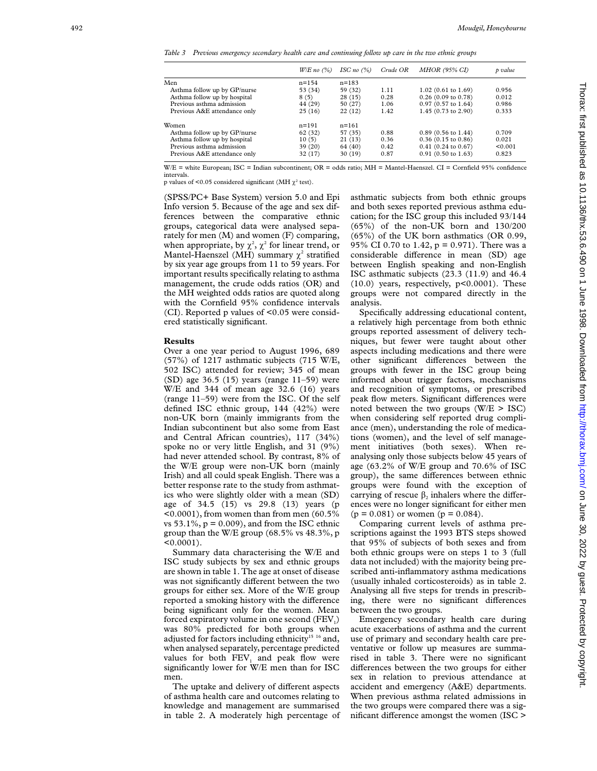*Table 3 Previous emergency secondary health care and continuing follow up care in the two ethnic groups*

| | W/E no (%) | ISC no (%) | Crude OR | MHOR (95% CI) | p value |
|---|---|---|---|---|---|
| Men | n=154 | n=183 | | | |
| Asthma follow up by GP/nurse | 53 (34) | 59 (32) | 1.11 | 1.02 (0.61 to 1.69) | 0.956 |
| Asthma follow up by hospital | 8 (5) | 28 (15) | 0.28 | 0.26 (0.09 to 0.78) | 0.012 |
| Previous asthma admission | 44 (29) | 50 (27) | 1.06 | 0.97 (0.57 to 1.64) | 0.986 |
| Previous A&E attendance only | 25 (16) | 22 (12) | 1.42 | 1.45 (0.73 to 2.90) | 0.333 |
| Women | n=191 | n=161 | | | |
| Asthma follow up by GP/nurse | 62 (32) | 57 (35) | 0.88 | 0.89 (0.56 to 1.44) | 0.709 |
| Asthma follow up by hospital | 10 (5) | 21 (13) | 0.36 | 0.36 (0.15 to 0.86) | 0.021 |
| Previous asthma admission | 39 (20) | 64 (40) | 0.42 | 0.41 (0.24 to 0.67) | <0.001 |
| Previous A&E attendance only | 32 (17) | 30 (19) | 0.87 | 0.91 (0.50 to 1.63) | 0.823 |

W/E = white European; ISC = Indian subcontinent; OR = odds ratio; MH = Mantel-Haenszel. CI = Cornfield 95% confidence intervals.
p values of <0.05 considered significant (MH $\chi^2$ test).

(SPSS/PC+ Base System) version 5.0 and Epi Info version 5. Because of the age and sex differences between the comparative ethnic groups, categorical data were analysed separately for men (M) and women (F) comparing, when appropriate, by $\chi^2$, $\chi^2$ for linear trend, or Mantel-Haenszel (MH) summary $\chi^2$ stratified by six year age groups from 11 to 59 years. For important results specifically relating to asthma management, the crude odds ratios (OR) and the MH weighted odds ratios are quoted along with the Cornfield 95% confidence intervals (CI). Reported p values of <0.05 were considered statistically significant.

## Results

Over a one year period to August 1996, 689 (57%) of 1217 asthmatic subjects (715 W/E, 502 ISC) attended for review; 345 of mean (SD) age 36.5 (15) years (range 11–59) were W/E and 344 of mean age 32.6 (16) years (range 11–59) were from the ISC. Of the self defined ISC ethnic group, 144 (42%) were non-UK born (mainly immigrants from the Indian subcontinent but also some from East and Central African countries), 117 (34%) spoke no or very little English, and 31 (9%) had never attended school. By contrast, 8% of the W/E group were non-UK born (mainly Irish) and all could speak English. There was a better response rate to the study from asthmatics who were slightly older with a mean (SD) age of 34.5 (15) vs 29.8 (13) years (p <0.0001), from women than from men (60.5% vs 53.1%, p = 0.009), and from the ISC ethnic group than the W/E group (68.5% vs 48.3%, p <0.0001).

Summary data characterising the W/E and ISC study subjects by sex and ethnic groups are shown in table 1. The age at onset of disease was not significantly different between the two groups for either sex. More of the W/E group reported a smoking history with the difference being significant only for the women. Mean forced expiratory volume in one second ($FEV_1$) was 80% predicted for both groups when adjusted for factors including ethnicity[15 16] and, when analysed separately, percentage predicted values for both $FEV_1$ and peak flow were significantly lower for W/E men than for ISC men.

The uptake and delivery of different aspects of asthma health care and outcomes relating to knowledge and management are summarised in table 2. A moderately high percentage of asthmatic subjects from both ethnic groups and both sexes reported previous asthma education; for the ISC group this included 93/144 (65%) of the non-UK born and 130/200 (65%) of the UK born asthmatics (OR 0.99, 95% CI 0.70 to 1.42, p = 0.971). There was a considerable difference in mean (SD) age between English speaking and non-English ISC asthmatic subjects (23.3 (11.9) and 46.4 (10.0) years, respectively, p<0.0001). These groups were not compared directly in the analysis.

Specifically addressing educational content, a relatively high percentage from both ethnic groups reported assessment of delivery techniques, but fewer were taught about other aspects including medications and there were other significant differences between the groups with fewer in the ISC group being informed about trigger factors, mechanisms and recognition of symptoms, or prescribed peak flow meters. Significant differences were noted between the two groups (W/E > ISC) when considering self reported drug compliance (men), understanding the role of medications (women), and the level of self management initiatives (both sexes). When reanalysing only those subjects below 45 years of age (63.2% of W/E group and 70.6% of ISC group), the same differences between ethnic groups were found with the exception of carrying of rescue $\beta_2$ inhalers where the differences were no longer significant for either men (p = 0.081) or women (p = 0.084).

Comparing current levels of asthma prescriptions against the 1993 BTS steps showed that 95% of subjects of both sexes and from both ethnic groups were on steps 1 to 3 (full data not included) with the majority being prescribed anti-inflammatory asthma medications (usually inhaled corticosteroids) as in table 2. Analysing all five steps for trends in prescribing, there were no significant differences between the two groups.

Emergency secondary health care during acute exacerbations of asthma and the current use of primary and secondary health care preventative or follow up measures are summarised in table 3. There were no significant differences between the two groups for either sex in relation to previous attendance at accident and emergency (A&E) departments. When previous asthma related admissions in the two groups were compared there was a significant difference amongst the women (ISC >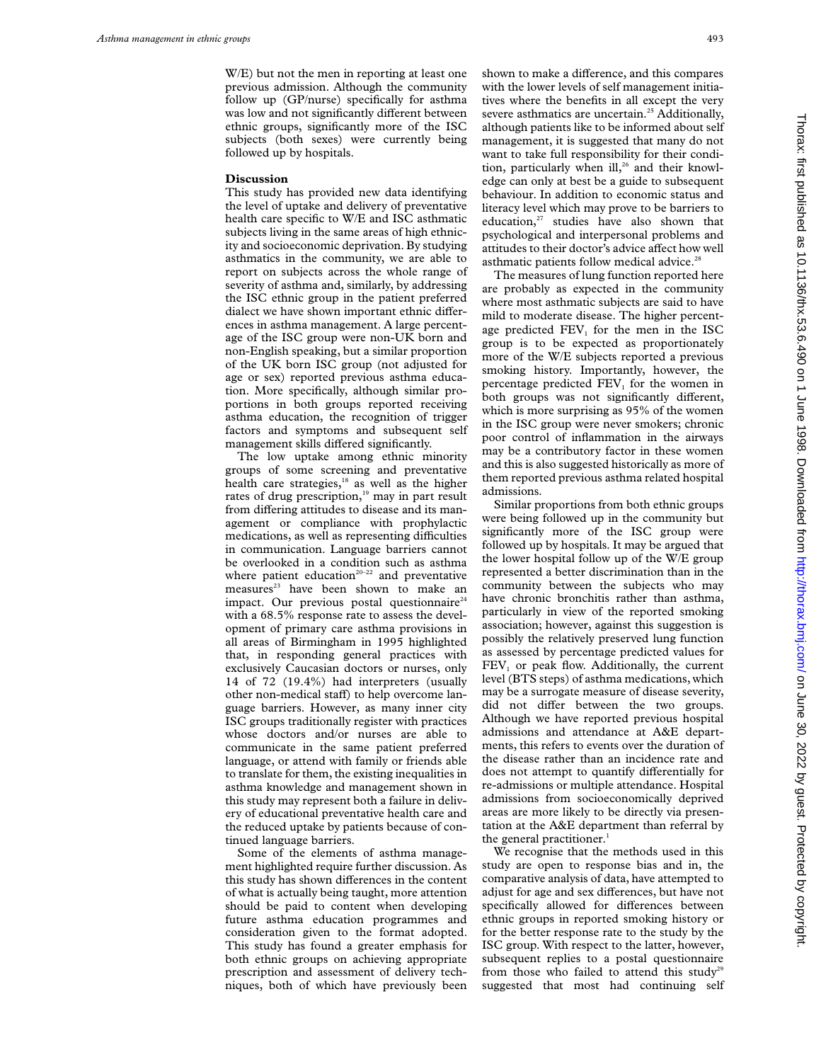W/E) but not the men in reporting at least one previous admission. Although the community follow up (GP/nurse) specifically for asthma was low and not significantly different between ethnic groups, significantly more of the ISC subjects (both sexes) were currently being followed up by hospitals.

## Discussion

This study has provided new data identifying the level of uptake and delivery of preventative health care specific to W/E and ISC asthmatic subjects living in the same areas of high ethnicity and socioeconomic deprivation. By studying asthmatics in the community, we are able to report on subjects across the whole range of severity of asthma and, similarly, by addressing the ISC ethnic group in the patient preferred dialect we have shown important ethnic differences in asthma management. A large percentage of the ISC group were non-UK born and non-English speaking, but a similar proportion of the UK born ISC group (not adjusted for age or sex) reported previous asthma education. More specifically, although similar proportions in both groups reported receiving asthma education, the recognition of trigger factors and symptoms and subsequent self management skills differed significantly.

The low uptake among ethnic minority groups of some screening and preventative health care strategies,[18] as well as the higher rates of drug prescription,[19] may in part result from differing attitudes to disease and its management or compliance with prophylactic medications, as well as representing difficulties in communication. Language barriers cannot be overlooked in a condition such as asthma where patient education[20–22] and preventative measures[23] have been shown to make an impact. Our previous postal questionnaire[24] with a 68.5% response rate to assess the development of primary care asthma provisions in all areas of Birmingham in 1995 highlighted that, in responding general practices with exclusively Caucasian doctors or nurses, only 14 of 72 (19.4%) had interpreters (usually other non-medical staff) to help overcome language barriers. However, as many inner city ISC groups traditionally register with practices whose doctors and/or nurses are able to communicate in the same patient preferred language, or attend with family or friends able to translate for them, the existing inequalities in asthma knowledge and management shown in this study may represent both a failure in delivery of educational preventative health care and the reduced uptake by patients because of continued language barriers.

Some of the elements of asthma management highlighted require further discussion. As this study has shown differences in the content of what is actually being taught, more attention should be paid to content when developing future asthma education programmes and consideration given to the format adopted. This study has found a greater emphasis for both ethnic groups on achieving appropriate prescription and assessment of delivery techniques, both of which have previously been shown to make a difference, and this compares with the lower levels of self management initiatives where the benefits in all except the very severe asthmatics are uncertain.[25] Additionally, although patients like to be informed about self management, it is suggested that many do not want to take full responsibility for their condition, particularly when ill,[26] and their knowledge can only at best be a guide to subsequent behaviour. In addition to economic status and literacy level which may prove to be barriers to education,[27] studies have also shown that psychological and interpersonal problems and attitudes to their doctor's advice affect how well asthmatic patients follow medical advice.[28]

The measures of lung function reported here are probably as expected in the community where most asthmatic subjects are said to have mild to moderate disease. The higher percentage predicted $FEV_1$ for the men in the ISC group is to be expected as proportionately more of the W/E subjects reported a previous smoking history. Importantly, however, the percentage predicted $FEV_1$ for the women in both groups was not significantly different, which is more surprising as 95% of the women in the ISC group were never smokers; chronic poor control of inflammation in the airways may be a contributory factor in these women and this is also suggested historically as more of them reported previous asthma related hospital admissions.

Similar proportions from both ethnic groups were being followed up in the community but significantly more of the ISC group were followed up by hospitals. It may be argued that the lower hospital follow up of the W/E group represented a better discrimination than in the community between the subjects who may have chronic bronchitis rather than asthma, particularly in view of the reported smoking association; however, against this suggestion is possibly the relatively preserved lung function as assessed by percentage predicted values for $FEV_1$ or peak flow. Additionally, the current level (BTS steps) of asthma medications, which may be a surrogate measure of disease severity, did not differ between the two groups. Although we have reported previous hospital admissions and attendance at A&E departments, this refers to events over the duration of the disease rather than an incidence rate and does not attempt to quantify differentially for re-admissions or multiple attendance. Hospital admissions from socioeconomically deprived areas are more likely to be directly via presentation at the A&E department than referral by the general practitioner.[1]

We recognise that the methods used in this study are open to response bias and in, the comparative analysis of data, have attempted to adjust for age and sex differences, but have not specifically allowed for differences between ethnic groups in reported smoking history or for the better response rate to the study by the ISC group. With respect to the latter, however, subsequent replies to a postal questionnaire from those who failed to attend this study[29] suggested that most had continuing self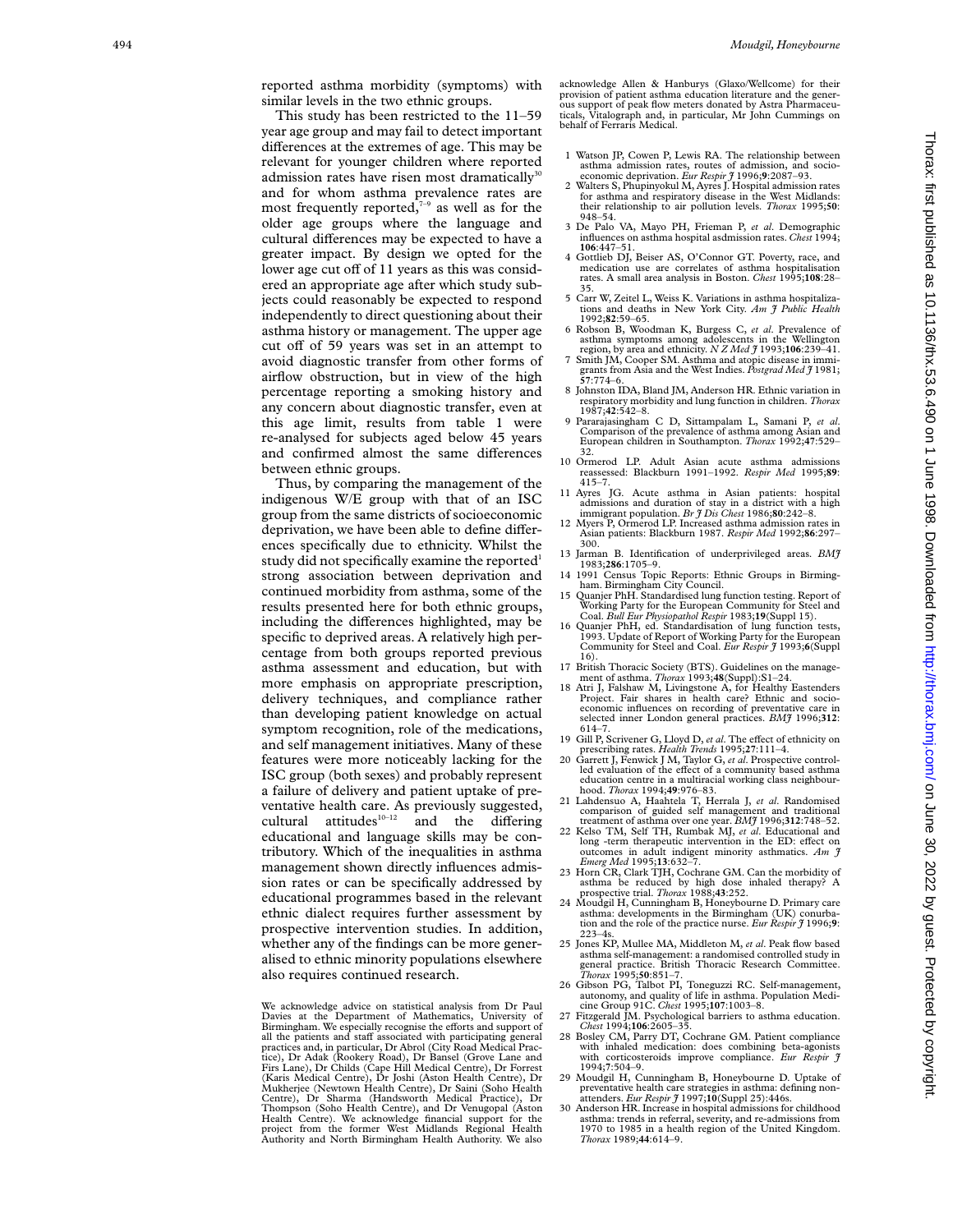reported asthma morbidity (symptoms) with similar levels in the two ethnic groups.

This study has been restricted to the 11–59 year age group and may fail to detect important differences at the extremes of age. This may be relevant for younger children where reported admission rates have risen most dramatically[30] and for whom asthma prevalence rates are most frequently reported,[7–9] as well as for the older age groups where the language and cultural differences may be expected to have a greater impact. By design we opted for the lower age cut off of 11 years as this was considered an appropriate age after which study subjects could reasonably be expected to respond independently to direct questioning about their asthma history or management. The upper age cut off of 59 years was set in an attempt to avoid diagnostic transfer from other forms of airflow obstruction, but in view of the high percentage reporting a smoking history and any concern about diagnostic transfer, even at this age limit, results from table 1 were re-analysed for subjects aged below 45 years and confirmed almost the same differences between ethnic groups.

Thus, by comparing the management of the indigenous W/E group with that of an ISC group from the same districts of socioeconomic deprivation, we have been able to define differences specifically due to ethnicity. Whilst the study did not specifically examine the reported[1] strong association between deprivation and continued morbidity from asthma, some of the results presented here for both ethnic groups, including the differences highlighted, may be specific to deprived areas. A relatively high percentage from both groups reported previous asthma assessment and education, but with more emphasis on appropriate prescription, delivery techniques, and compliance rather than developing patient knowledge on actual symptom recognition, role of the medications, and self management initiatives. Many of these features were more noticeably lacking for the ISC group (both sexes) and probably represent a failure of delivery and patient uptake of preventative health care. As previously suggested, cultural attitudes[10–12] and the differing educational and language skills may be contributory. Which of the inequalities in asthma management shown directly influences admission rates or can be specifically addressed by educational programmes based in the relevant ethnic dialect requires further assessment by prospective intervention studies. In addition, whether any of the findings can be more generalised to ethnic minority populations elsewhere also requires continued research.

We acknowledge advice on statistical analysis from Dr Paul Davies at the Department of Mathematics, University of Birmingham. We especially recognise the efforts and support of all the patients and staff associated with participating general practices and, in particular, Dr Abrol (City Road Medical Practice), Dr Adak (Rookery Road), Dr Bansel (Grove Lane and Firs Lane), Dr Childs (Cape Hill Medical Centre), Dr Forrest (Karis Medical Centre), Dr Joshi (Aston Health Centre), Dr Mukherjee (Newtown Health Centre), Dr Saini (Soho Health Centre), Dr Sharma (Handsworth Medical Practice), Dr Thompson (Soho Health Centre), and Dr Venugopal (Aston Health Centre). We acknowledge financial support for the project from the former West Midlands Regional Health Authority and North Birmingham Health Authority. We also acknowledge Allen & Hanburys (Glaxo/Wellcome) for their provision of patient asthma education literature and the generous support of peak flow meters donated by Astra Pharmaceuticals, Vitalograph and, in particular, Mr John Cummings on behalf of Ferraris Medical.

1. Watson JP, Cowen P, Lewis RA. The relationship between asthma admission rates, routes of admission, and socioeconomic deprivation. *Eur Respir J* 1996;**9**:2087–93.
2. Walters S, Phupinyokul M, Ayres J. Hospital admission rates for asthma and respiratory disease in the West Midlands: their relationship to air pollution levels. *Thorax* 1995;**50**:948–54.
3. De Palo VA, Mayo PH, Frieman P, *et al*. Demographic influences on asthma hospital asdmission rates. *Chest* 1994;**106**:447–51.
4. Gottlieb DJ, Beiser AS, O'Connor GT. Poverty, race, and medication use are correlates of asthma hospitalisation rates. A small area analysis in Boston. *Chest* 1995;**108**:28–35.
5. Carr W, Zeitel L, Weiss K. Variations in asthma hospitalizations and deaths in New York City. *Am J Public Health* 1992;**82**:59–65.
6. Robson B, Woodman K, Burgess C, *et al*. Prevalence of asthma symptoms among adolescents in the Wellington region, by area and ethnicity. *N Z Med J* 1993;**106**:239–41.
7. Smith JM, Cooper SM. Asthma and atopic disease in immigrants from Asia and the West Indies. *Postgrad Med J* 1981;**57**:774–6.
8. Johnston IDA, Bland JM, Anderson HR. Ethnic variation in respiratory morbidity and lung function in children. *Thorax* 1987;**42**:542–8.
9. Pararajasingham C D, Sittampalam L, Samani P, *et al*. Comparison of the prevalence of asthma among Asian and European children in Southampton. *Thorax* 1992;**47**:529–32.
10. Ormerod LP. Adult Asian acute asthma admissions reassessed: Blackburn 1991–1992. *Respir Med* 1995;**89**:415–7.
11. Ayres JG. Acute asthma in Asian patients: hospital admissions and duration of stay in a district with a high immigrant population. *Br J Dis Chest* 1986;**80**:242–8.
12. Myers P, Ormerod LP. Increased asthma admission rates in Asian patients: Blackburn 1987. *Respir Med* 1992;**86**:297–300.
13. Jarman B. Identification of underprivileged areas. *BMJ* 1983;**286**:1705–9.
14. 1991 Census Topic Reports: Ethnic Groups in Birmingham. Birmingham City Council.
15. Quanjer PhH. Standardised lung function testing. Report of Working Party for the European Community for Steel and Coal. *Bull Eur Physiopathol Respir* 1983;**19**(Suppl 15).
16. Quanjer PhH, ed. Standardisation of lung function tests, 1993. Update of Report of Working Party for the European Community for Steel and Coal. *Eur Respir J* 1993;**6**(Suppl 16).
17. British Thoracic Society (BTS). Guidelines on the management of asthma. *Thorax* 1993;**48**(Suppl):S1–24.
18. Atri J, Falshaw M, Livingstone A, for Healthy Eastenders Project. Fair shares in health care? Ethnic and socioeconomic influences on recording of preventative care in selected inner London general practices. *BMJ* 1996;**312**:614–7.
19. Gill P, Scrivener G, Lloyd D, *et al*. The effect of ethnicity on prescribing rates. *Health Trends* 1995;**27**:111–4.
20. Garrett J, Fenwick J M, Taylor G, *et al*. Prospective controlled evaluation of the effect of a community based asthma education centre in a multiracial working class neighbourhood. *Thorax* 1994;**49**:976–83.
21. Lahdensuo A, Haahtela T, Herrala J, *et al*. Randomised comparison of guided self management and traditional treatment of asthma over one year. *BMJ* 1996;**312**:748–52.
22. Kelso TM, Self TH, Rumbak MJ, *et al*. Educational and long -term therapeutic intervention in the ED: effect on outcomes in adult indigent minority asthmatics. *Am J Emerg Med* 1995;**13**:632–7.
23. Horn CR, Clark TJH, Cochrane GM. Can the morbidity of asthma be reduced by high dose inhaled therapy? A prospective trial. *Thorax* 1988;**43**:252.
24. Moudgil H, Cunningham B, Honeybourne D. Primary care asthma: developments in the Birmingham (UK) conurbation and the role of the nurse. *Eur Respir J* 1996;**9**:223–4s.
25. Jones KP, Mullee MA, Middleton M, *et al*. Peak flow based asthma self-management: a randomised controlled study in general practice. British Thoracic Research Committee. *Thorax* 1995;**50**:851–7.
26. Gibson PG, Talbot PI, Toneguzzi RC. Self-management, autonomy, and quality of life in asthma. Population Medicine Group 91C. *Chest* 1995;**107**:1003–8.
27. Fitzgerald JM. Psychological barriers to asthma education. *Chest* 1994;**106**:2605–35.
28. Bosley CM, Parry DT, Cochrane GM. Patient compliance with inhaled medication: does combining beta-agonists with corticosteroids improve compliance. *Eur Respir J* 1994;**7**:504–9.
29. Moudgil H, Cunningham B, Honeybourne D. Uptake of preventative health care strategies in asthma: defining non-attenders. *Eur Respir J* 1997;**10**(Suppl 25):446s.
30. Anderson HR. Increase in hospital admissions for childhood asthma: trends in referral, severity, and re-admissions from 1970 to 1985 in a health region of the United Kingdom. *Thorax* 1989;**44**:614–9.